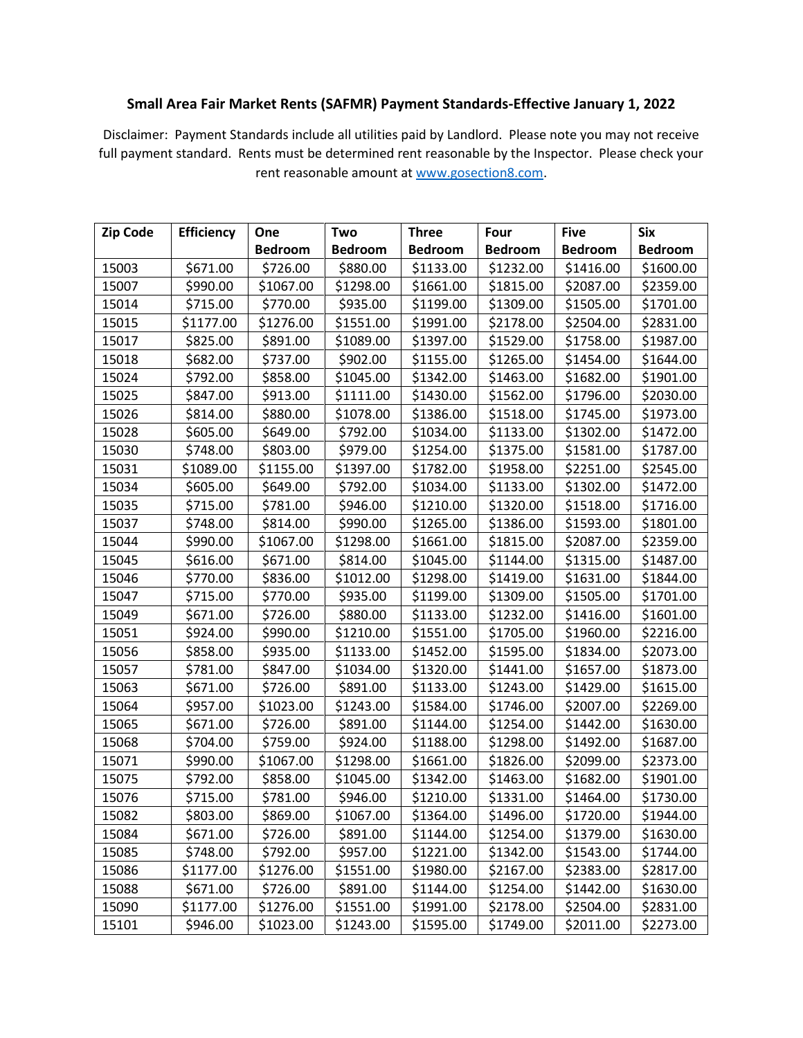## Small Area Fair Market Rents (SAFMR) Payment Standards-Effective January 1, 2022

Disclaimer: Payment Standards include all utilities paid by Landlord. Please note you may not receive full payment standard. Rents must be determined rent reasonable by the Inspector. Please check your rent reasonable amount at www.gosection8.com.

| Zip Code | Efficiency | One Bedroom | Two Bedroom | Three Bedroom | Four Bedroom | Five Bedroom | Six Bedroom |
|---|---|---|---|---|---|---|---|
| 15003 | $671.00 | $726.00 | $880.00 | $1133.00 | $1232.00 | $1416.00 | $1600.00 |
| 15007 | $990.00 | $1067.00 | $1298.00 | $1661.00 | $1815.00 | $2087.00 | $2359.00 |
| 15014 | $715.00 | $770.00 | $935.00 | $1199.00 | $1309.00 | $1505.00 | $1701.00 |
| 15015 | $1177.00 | $1276.00 | $1551.00 | $1991.00 | $2178.00 | $2504.00 | $2831.00 |
| 15017 | $825.00 | $891.00 | $1089.00 | $1397.00 | $1529.00 | $1758.00 | $1987.00 |
| 15018 | $682.00 | $737.00 | $902.00 | $1155.00 | $1265.00 | $1454.00 | $1644.00 |
| 15024 | $792.00 | $858.00 | $1045.00 | $1342.00 | $1463.00 | $1682.00 | $1901.00 |
| 15025 | $847.00 | $913.00 | $1111.00 | $1430.00 | $1562.00 | $1796.00 | $2030.00 |
| 15026 | $814.00 | $880.00 | $1078.00 | $1386.00 | $1518.00 | $1745.00 | $1973.00 |
| 15028 | $605.00 | $649.00 | $792.00 | $1034.00 | $1133.00 | $1302.00 | $1472.00 |
| 15030 | $748.00 | $803.00 | $979.00 | $1254.00 | $1375.00 | $1581.00 | $1787.00 |
| 15031 | $1089.00 | $1155.00 | $1397.00 | $1782.00 | $1958.00 | $2251.00 | $2545.00 |
| 15034 | $605.00 | $649.00 | $792.00 | $1034.00 | $1133.00 | $1302.00 | $1472.00 |
| 15035 | $715.00 | $781.00 | $946.00 | $1210.00 | $1320.00 | $1518.00 | $1716.00 |
| 15037 | $748.00 | $814.00 | $990.00 | $1265.00 | $1386.00 | $1593.00 | $1801.00 |
| 15044 | $990.00 | $1067.00 | $1298.00 | $1661.00 | $1815.00 | $2087.00 | $2359.00 |
| 15045 | $616.00 | $671.00 | $814.00 | $1045.00 | $1144.00 | $1315.00 | $1487.00 |
| 15046 | $770.00 | $836.00 | $1012.00 | $1298.00 | $1419.00 | $1631.00 | $1844.00 |
| 15047 | $715.00 | $770.00 | $935.00 | $1199.00 | $1309.00 | $1505.00 | $1701.00 |
| 15049 | $671.00 | $726.00 | $880.00 | $1133.00 | $1232.00 | $1416.00 | $1601.00 |
| 15051 | $924.00 | $990.00 | $1210.00 | $1551.00 | $1705.00 | $1960.00 | $2216.00 |
| 15056 | $858.00 | $935.00 | $1133.00 | $1452.00 | $1595.00 | $1834.00 | $2073.00 |
| 15057 | $781.00 | $847.00 | $1034.00 | $1320.00 | $1441.00 | $1657.00 | $1873.00 |
| 15063 | $671.00 | $726.00 | $891.00 | $1133.00 | $1243.00 | $1429.00 | $1615.00 |
| 15064 | $957.00 | $1023.00 | $1243.00 | $1584.00 | $1746.00 | $2007.00 | $2269.00 |
| 15065 | $671.00 | $726.00 | $891.00 | $1144.00 | $1254.00 | $1442.00 | $1630.00 |
| 15068 | $704.00 | $759.00 | $924.00 | $1188.00 | $1298.00 | $1492.00 | $1687.00 |
| 15071 | $990.00 | $1067.00 | $1298.00 | $1661.00 | $1826.00 | $2099.00 | $2373.00 |
| 15075 | $792.00 | $858.00 | $1045.00 | $1342.00 | $1463.00 | $1682.00 | $1901.00 |
| 15076 | $715.00 | $781.00 | $946.00 | $1210.00 | $1331.00 | $1464.00 | $1730.00 |
| 15082 | $803.00 | $869.00 | $1067.00 | $1364.00 | $1496.00 | $1720.00 | $1944.00 |
| 15084 | $671.00 | $726.00 | $891.00 | $1144.00 | $1254.00 | $1379.00 | $1630.00 |
| 15085 | $748.00 | $792.00 | $957.00 | $1221.00 | $1342.00 | $1543.00 | $1744.00 |
| 15086 | $1177.00 | $1276.00 | $1551.00 | $1980.00 | $2167.00 | $2383.00 | $2817.00 |
| 15088 | $671.00 | $726.00 | $891.00 | $1144.00 | $1254.00 | $1442.00 | $1630.00 |
| 15090 | $1177.00 | $1276.00 | $1551.00 | $1991.00 | $2178.00 | $2504.00 | $2831.00 |
| 15101 | $946.00 | $1023.00 | $1243.00 | $1595.00 | $1749.00 | $2011.00 | $2273.00 |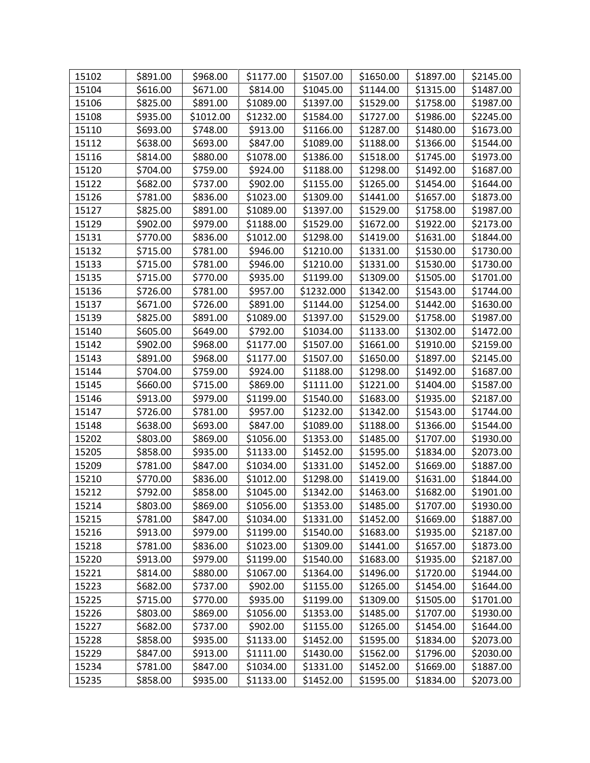| 15102 | $891.00 | $968.00 | $1177.00 | $1507.00 | $1650.00 | $1897.00 | $2145.00 |
|---|---|---|---|---|---|---|---|
| 15104 | $616.00 | $671.00 | $814.00 | $1045.00 | $1144.00 | $1315.00 | $1487.00 |
| 15106 | $825.00 | $891.00 | $1089.00 | $1397.00 | $1529.00 | $1758.00 | $1987.00 |
| 15108 | $935.00 | $1012.00 | $1232.00 | $1584.00 | $1727.00 | $1986.00 | $2245.00 |
| 15110 | $693.00 | $748.00 | $913.00 | $1166.00 | $1287.00 | $1480.00 | $1673.00 |
| 15112 | $638.00 | $693.00 | $847.00 | $1089.00 | $1188.00 | $1366.00 | $1544.00 |
| 15116 | $814.00 | $880.00 | $1078.00 | $1386.00 | $1518.00 | $1745.00 | $1973.00 |
| 15120 | $704.00 | $759.00 | $924.00 | $1188.00 | $1298.00 | $1492.00 | $1687.00 |
| 15122 | $682.00 | $737.00 | $902.00 | $1155.00 | $1265.00 | $1454.00 | $1644.00 |
| 15126 | $781.00 | $836.00 | $1023.00 | $1309.00 | $1441.00 | $1657.00 | $1873.00 |
| 15127 | $825.00 | $891.00 | $1089.00 | $1397.00 | $1529.00 | $1758.00 | $1987.00 |
| 15129 | $902.00 | $979.00 | $1188.00 | $1529.00 | $1672.00 | $1922.00 | $2173.00 |
| 15131 | $770.00 | $836.00 | $1012.00 | $1298.00 | $1419.00 | $1631.00 | $1844.00 |
| 15132 | $715.00 | $781.00 | $946.00 | $1210.00 | $1331.00 | $1530.00 | $1730.00 |
| 15133 | $715.00 | $781.00 | $946.00 | $1210.00 | $1331.00 | $1530.00 | $1730.00 |
| 15135 | $715.00 | $770.00 | $935.00 | $1199.00 | $1309.00 | $1505.00 | $1701.00 |
| 15136 | $726.00 | $781.00 | $957.00 | $1232.000 | $1342.00 | $1543.00 | $1744.00 |
| 15137 | $671.00 | $726.00 | $891.00 | $1144.00 | $1254.00 | $1442.00 | $1630.00 |
| 15139 | $825.00 | $891.00 | $1089.00 | $1397.00 | $1529.00 | $1758.00 | $1987.00 |
| 15140 | $605.00 | $649.00 | $792.00 | $1034.00 | $1133.00 | $1302.00 | $1472.00 |
| 15142 | $902.00 | $968.00 | $1177.00 | $1507.00 | $1661.00 | $1910.00 | $2159.00 |
| 15143 | $891.00 | $968.00 | $1177.00 | $1507.00 | $1650.00 | $1897.00 | $2145.00 |
| 15144 | $704.00 | $759.00 | $924.00 | $1188.00 | $1298.00 | $1492.00 | $1687.00 |
| 15145 | $660.00 | $715.00 | $869.00 | $1111.00 | $1221.00 | $1404.00 | $1587.00 |
| 15146 | $913.00 | $979.00 | $1199.00 | $1540.00 | $1683.00 | $1935.00 | $2187.00 |
| 15147 | $726.00 | $781.00 | $957.00 | $1232.00 | $1342.00 | $1543.00 | $1744.00 |
| 15148 | $638.00 | $693.00 | $847.00 | $1089.00 | $1188.00 | $1366.00 | $1544.00 |
| 15202 | $803.00 | $869.00 | $1056.00 | $1353.00 | $1485.00 | $1707.00 | $1930.00 |
| 15205 | $858.00 | $935.00 | $1133.00 | $1452.00 | $1595.00 | $1834.00 | $2073.00 |
| 15209 | $781.00 | $847.00 | $1034.00 | $1331.00 | $1452.00 | $1669.00 | $1887.00 |
| 15210 | $770.00 | $836.00 | $1012.00 | $1298.00 | $1419.00 | $1631.00 | $1844.00 |
| 15212 | $792.00 | $858.00 | $1045.00 | $1342.00 | $1463.00 | $1682.00 | $1901.00 |
| 15214 | $803.00 | $869.00 | $1056.00 | $1353.00 | $1485.00 | $1707.00 | $1930.00 |
| 15215 | $781.00 | $847.00 | $1034.00 | $1331.00 | $1452.00 | $1669.00 | $1887.00 |
| 15216 | $913.00 | $979.00 | $1199.00 | $1540.00 | $1683.00 | $1935.00 | $2187.00 |
| 15218 | $781.00 | $836.00 | $1023.00 | $1309.00 | $1441.00 | $1657.00 | $1873.00 |
| 15220 | $913.00 | $979.00 | $1199.00 | $1540.00 | $1683.00 | $1935.00 | $2187.00 |
| 15221 | $814.00 | $880.00 | $1067.00 | $1364.00 | $1496.00 | $1720.00 | $1944.00 |
| 15223 | $682.00 | $737.00 | $902.00 | $1155.00 | $1265.00 | $1454.00 | $1644.00 |
| 15225 | $715.00 | $770.00 | $935.00 | $1199.00 | $1309.00 | $1505.00 | $1701.00 |
| 15226 | $803.00 | $869.00 | $1056.00 | $1353.00 | $1485.00 | $1707.00 | $1930.00 |
| 15227 | $682.00 | $737.00 | $902.00 | $1155.00 | $1265.00 | $1454.00 | $1644.00 |
| 15228 | $858.00 | $935.00 | $1133.00 | $1452.00 | $1595.00 | $1834.00 | $2073.00 |
| 15229 | $847.00 | $913.00 | $1111.00 | $1430.00 | $1562.00 | $1796.00 | $2030.00 |
| 15234 | $781.00 | $847.00 | $1034.00 | $1331.00 | $1452.00 | $1669.00 | $1887.00 |
| 15235 | $858.00 | $935.00 | $1133.00 | $1452.00 | $1595.00 | $1834.00 | $2073.00 |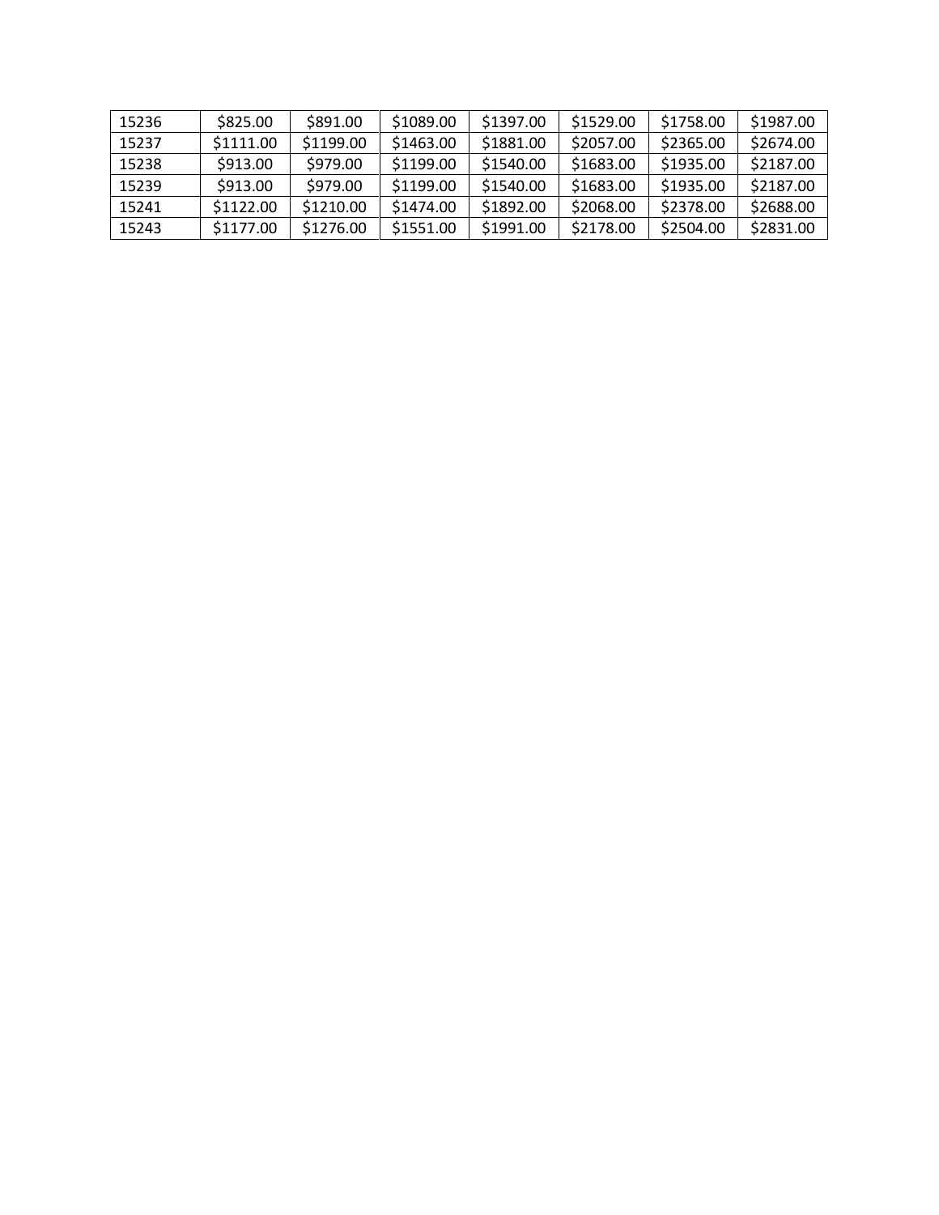| | | | | | | | |
|---|---|---|---|---|---|---|---|
| 15236 | $825.00 | $891.00 | $1089.00 | $1397.00 | $1529.00 | $1758.00 | $1987.00 |
| 15237 | $1111.00 | $1199.00 | $1463.00 | $1881.00 | $2057.00 | $2365.00 | $2674.00 |
| 15238 | $913.00 | $979.00 | $1199.00 | $1540.00 | $1683.00 | $1935.00 | $2187.00 |
| 15239 | $913.00 | $979.00 | $1199.00 | $1540.00 | $1683.00 | $1935.00 | $2187.00 |
| 15241 | $1122.00 | $1210.00 | $1474.00 | $1892.00 | $2068.00 | $2378.00 | $2688.00 |
| 15243 | $1177.00 | $1276.00 | $1551.00 | $1991.00 | $2178.00 | $2504.00 | $2831.00 |